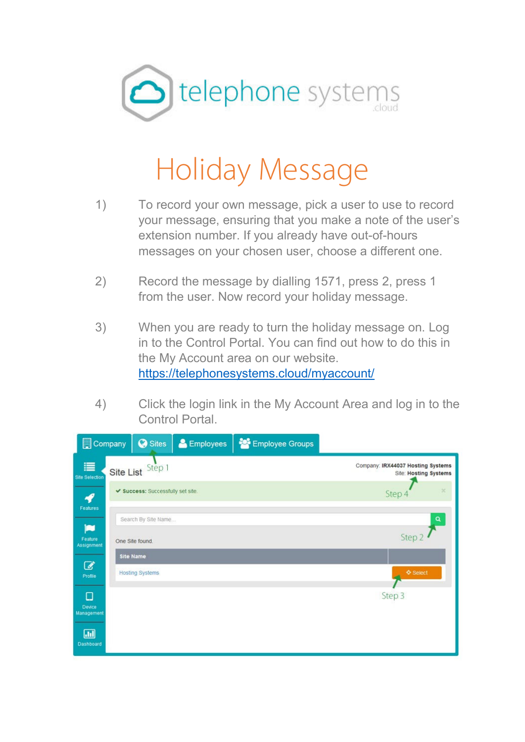# Holiday Message

1) To record your own message, pick a user to use to record your message, ensuring that you make a note of the user's extension number. If you already have out-of-hours messages on your chosen user, choose a different one.

2) Record the message by dialling 1571, press 2, press 1 from the user. Now record your holiday message.

3) When you are ready to turn the holiday message on. Log in to the Control Portal. You can find out how to do this in the My Account area on our website. [https://telephonesystems.cloud/myaccount/](https://telephonesystems.cloud/myaccount/)

4) Click the login link in the My Account Area and log in to the Control Portal.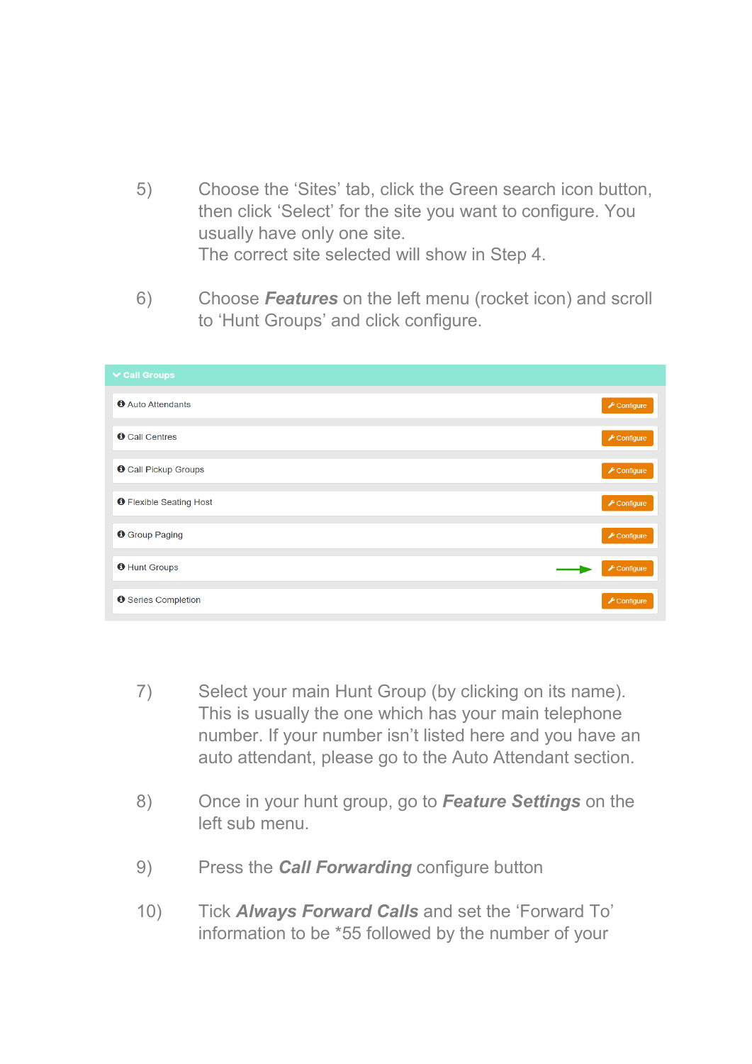5) Choose the 'Sites' tab, click the Green search icon button, then click 'Select' for the site you want to configure. You usually have only one site.
The correct site selected will show in Step 4.

6) Choose ***Features*** on the left menu (rocket icon) and scroll to 'Hunt Groups' and click configure.

**Call Groups**

| | |
|---|---|
| Auto Attendants | Configure |
| Call Centres | Configure |
| Call Pickup Groups | Configure |
| Flexible Seating Host | Configure |
| Group Paging | Configure |
| Hunt Groups | Configure |
| Series Completion | Configure |

7) Select your main Hunt Group (by clicking on its name). This is usually the one which has your main telephone number. If your number isn't listed here and you have an auto attendant, please go to the Auto Attendant section.

8) Once in your hunt group, go to ***Feature Settings*** on the left sub menu.

9) Press the ***Call Forwarding*** configure button

10) Tick ***Always Forward Calls*** and set the 'Forward To' information to be *55 followed by the number of your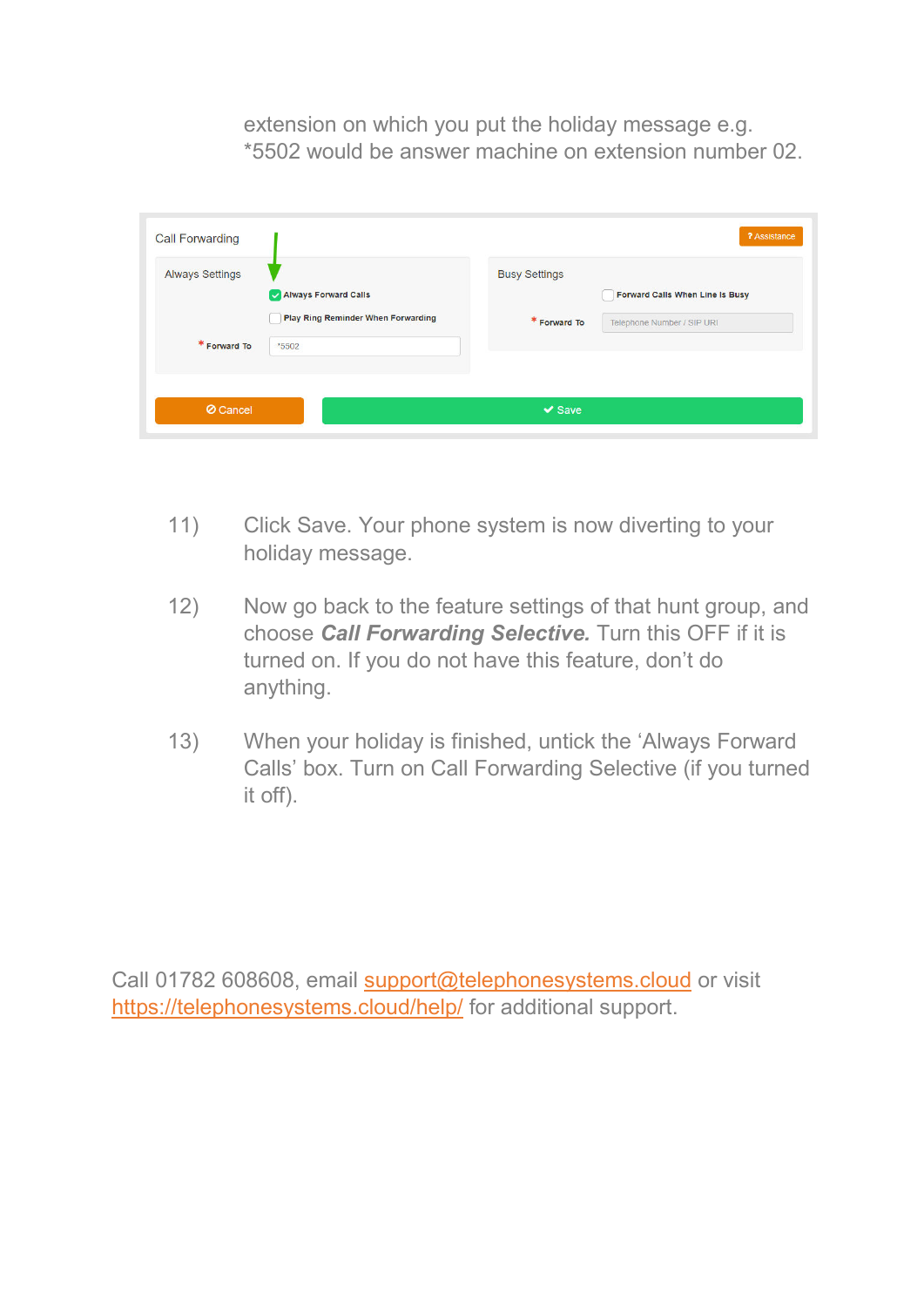extension on which you put the holiday message e.g. *5502 would be answer machine on extension number 02.

Call Forwarding

Assistance

Always Settings

Always Forward Calls

Play Ring Reminder When Forwarding

* Forward To *5502

Busy Settings

Forward Calls When Line Is Busy

* Forward To Telephone Number / SIP URI

Cancel

Save

11) Click Save. Your phone system is now diverting to your holiday message.

12) Now go back to the feature settings of that hunt group, and choose ***Call Forwarding Selective.*** Turn this OFF if it is turned on. If you do not have this feature, don't do anything.

13) When your holiday is finished, untick the 'Always Forward Calls' box. Turn on Call Forwarding Selective (if you turned it off).

Call 01782 608608, email [support@telephonesystems.cloud](mailto:support@telephonesystems.cloud) or visit [https://telephonesystems.cloud/help/](https://telephonesystems.cloud/help/) for additional support.